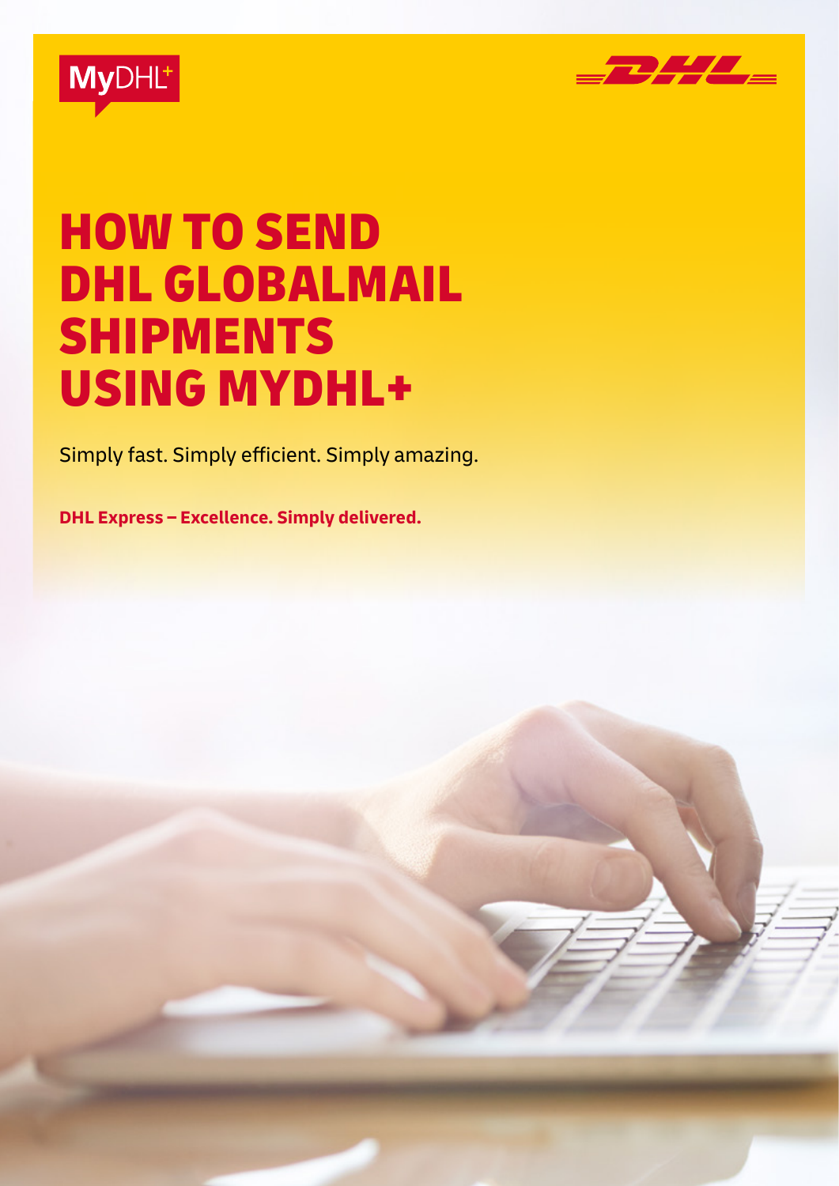MyDHL+

# HOW TO SEND DHL GLOBALMAIL SHIPMENTS USING MYDHL+

Simply fast. Simply efficient. Simply amazing.

**DHL Express – Excellence. Simply delivered.**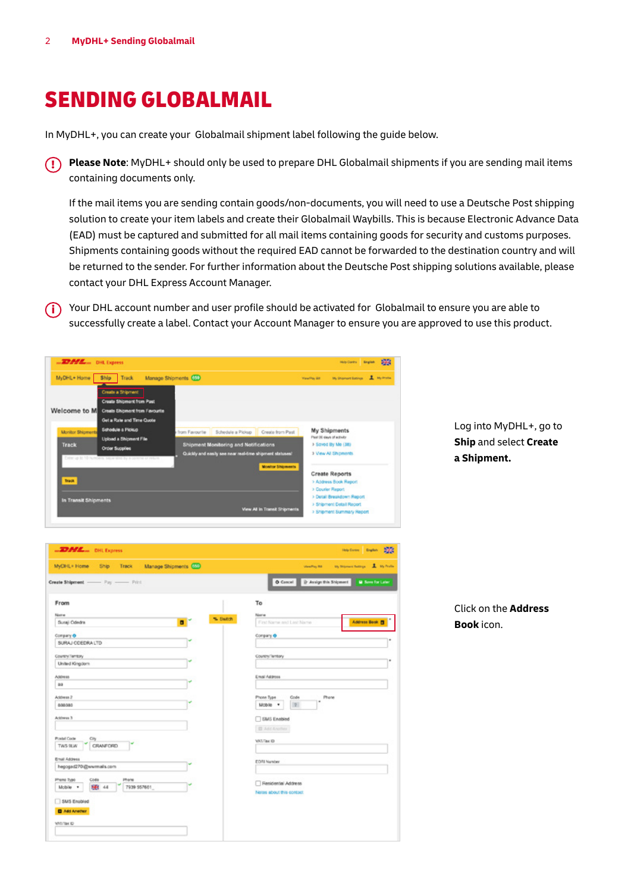// SENDING GLOBALMAIL

# SENDING GLOBALMAIL

In MyDHL+, you can create your Globalmail shipment label following the guide below.

**Please Note**: MyDHL+ should only be used to prepare DHL Globalmail shipments if you are sending mail items containing documents only.

If the mail items you are sending contain goods/non-documents, you will need to use a Deutsche Post shipping solution to create your item labels and create their Globalmail Waybills. This is because Electronic Advance Data (EAD) must be captured and submitted for all mail items containing goods for security and customs purposes. Shipments containing goods without the required EAD cannot be forwarded to the destination country and will be returned to the sender. For further information about the Deutsche Post shipping solutions available, please contact your DHL Express Account Manager.

Your DHL account number and user profile should be activated for Globalmail to ensure you are able to successfully create a label. Contact your Account Manager to ensure you are approved to use this product.

Log into MyDHL+, go to **Ship** and select **Create a Shipment.**

Click on the **Address Book** icon.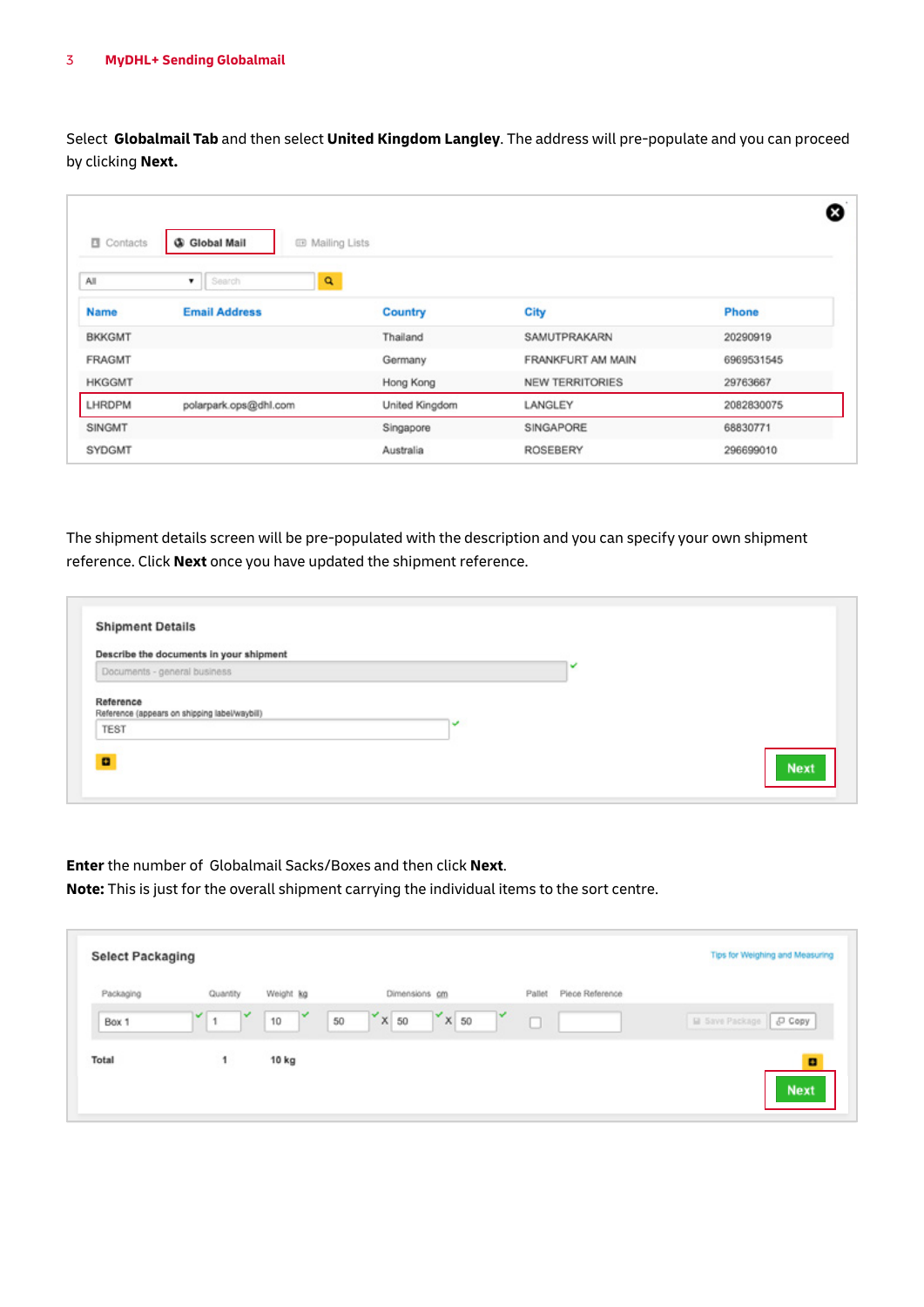Select **Globalmail Tab** and then select **United Kingdom Langley**. The address will pre-populate and you can proceed by clicking **Next.**

Contacts | Global Mail | Mailing Lists

All | Search

| Name | Email Address | Country | City | Phone |
|---|---|---|---|---|
| BKKGMT | | Thailand | SAMUTPRAKARN | 20290919 |
| FRAGMT | | Germany | FRANKFURT AM MAIN | 6969531545 |
| HKGGMT | | Hong Kong | NEW TERRITORIES | 29763667 |
| LHRDPM | polarpark.ops@dhl.com | United Kingdom | LANGLEY | 2082830075 |
| SINGMT | | Singapore | SINGAPORE | 68830771 |
| SYDGMT | | Australia | ROSEBERY | 296699010 |

The shipment details screen will be pre-populated with the description and you can specify your own shipment reference. Click **Next** once you have updated the shipment reference.

**Shipment Details**

Describe the documents in your shipment

Documents - general business

Reference

Reference (appears on shipping label/waybill)

TEST

Next

**Enter** the number of Globalmail Sacks/Boxes and then click **Next**.
**Note:** This is just for the overall shipment carrying the individual items to the sort centre.

**Select Packaging**

Tips for Weighing and Measuring

| Packaging | Quantity | Weight kg | Dimensions cm | | | Pallet | Piece Reference | |
|---|---|---|---|---|---|---|---|---|
| Box 1 | 1 | 10 | 50 | 50 | 50 | | | Save Package / Copy |
| Total | 1 | 10 kg | | | | | | |

Next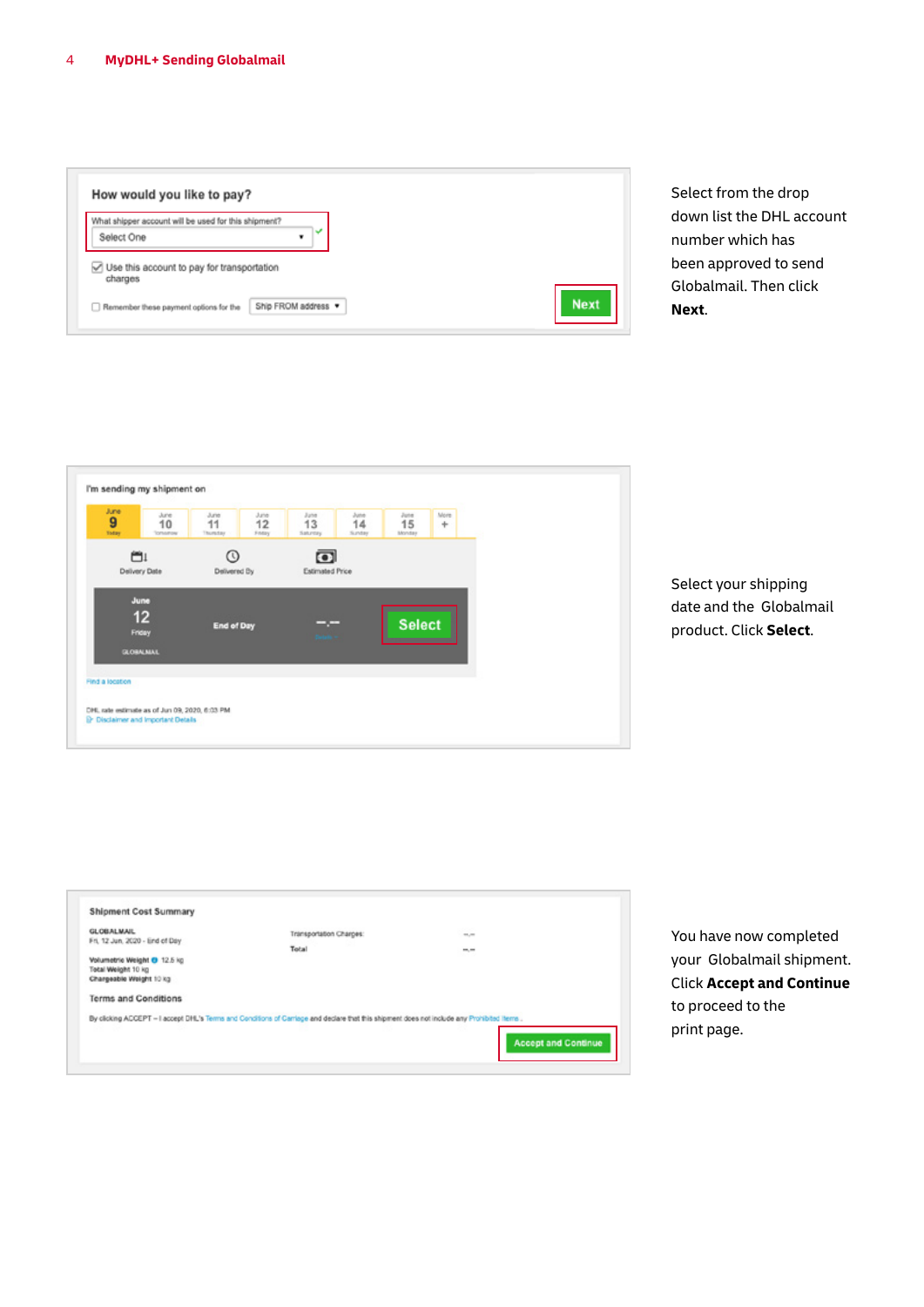Select from the drop down list the DHL account number which has been approved to send Globalmail. Then click **Next**.

Select your shipping date and the Globalmail product. Click **Select**.

You have now completed your Globalmail shipment. Click **Accept and Continue** to proceed to the print page.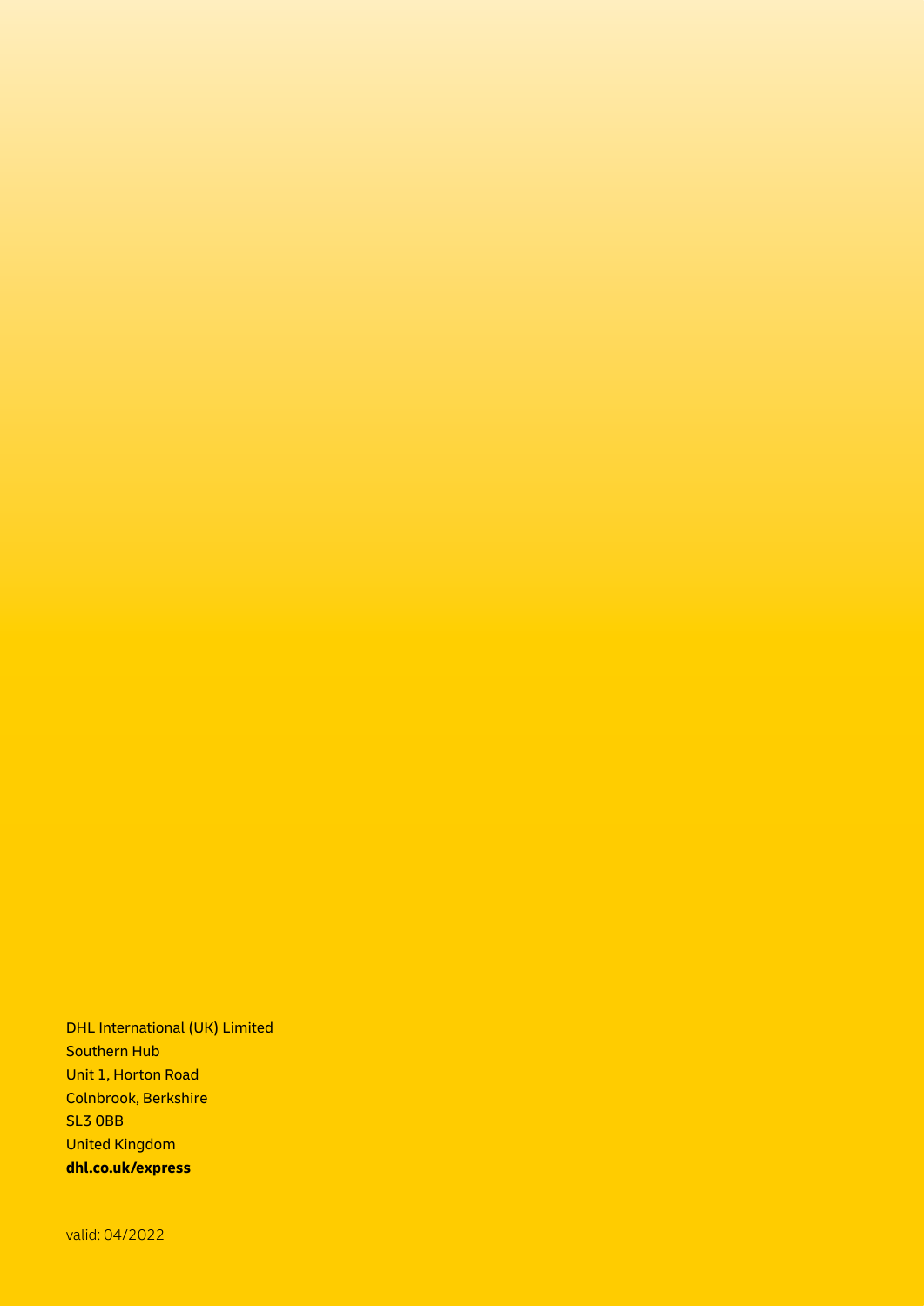DHL International (UK) Limited
Southern Hub
Unit 1, Horton Road
Colnbrook, Berkshire
SL3 0BB
United Kingdom
**dhl.co.uk/express**

valid: 04/2022